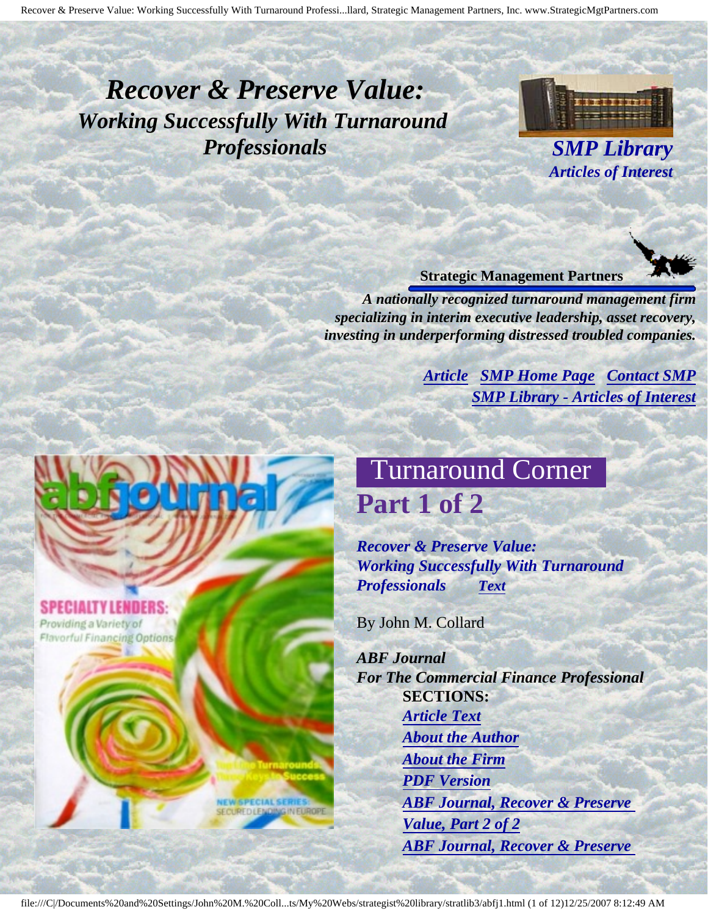# *Recover & Preserve Value:*
## *Working Successfully With Turnaround Professionals*

***SMP Library***
***Articles of Interest***

**Strategic Management Partners**

***A nationally recognized turnaround management firm specializing in interim executive leadership, asset recovery, investing in underperforming distressed troubled companies.***

***Article*** ***SMP Home Page*** ***Contact SMP***
***SMP Library - Articles of Interest***

## Turnaround Corner
## Part 1 of 2

***Recover & Preserve Value: Working Successfully With Turnaround Professionals*** ***Text***

By John M. Collard

***ABF Journal***
***For The Commercial Finance Professional***

**SECTIONS:**

- ***Article Text***
- ***About the Author***
- ***About the Firm***
- ***PDF Version***
- ***ABF Journal, Recover & Preserve Value, Part 2 of 2***
- ***ABF Journal, Recover & Preserve***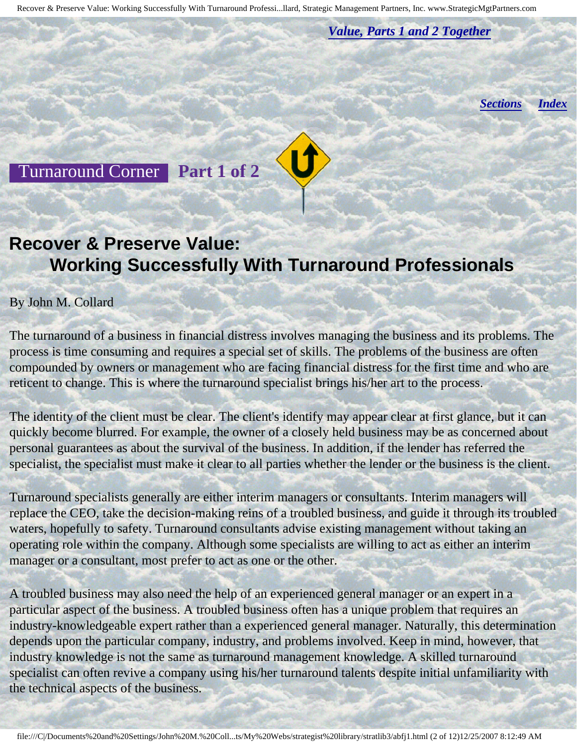*Value, Parts 1 and 2 Together*

*Sections* *Index*

Turnaround Corner **Part 1 of 2**

# Recover & Preserve Value: Working Successfully With Turnaround Professionals

By John M. Collard

The turnaround of a business in financial distress involves managing the business and its problems. The process is time consuming and requires a special set of skills. The problems of the business are often compounded by owners or management who are facing financial distress for the first time and who are reticent to change. This is where the turnaround specialist brings his/her art to the process.

The identity of the client must be clear. The client's identify may appear clear at first glance, but it can quickly become blurred. For example, the owner of a closely held business may be as concerned about personal guarantees as about the survival of the business. In addition, if the lender has referred the specialist, the specialist must make it clear to all parties whether the lender or the business is the client.

Turnaround specialists generally are either interim managers or consultants. Interim managers will replace the CEO, take the decision-making reins of a troubled business, and guide it through its troubled waters, hopefully to safety. Turnaround consultants advise existing management without taking an operating role within the company. Although some specialists are willing to act as either an interim manager or a consultant, most prefer to act as one or the other.

A troubled business may also need the help of an experienced general manager or an expert in a particular aspect of the business. A troubled business often has a unique problem that requires an industry-knowledgeable expert rather than a experienced general manager. Naturally, this determination depends upon the particular company, industry, and problems involved. Keep in mind, however, that industry knowledge is not the same as turnaround management knowledge. A skilled turnaround specialist can often revive a company using his/her turnaround talents despite initial unfamiliarity with the technical aspects of the business.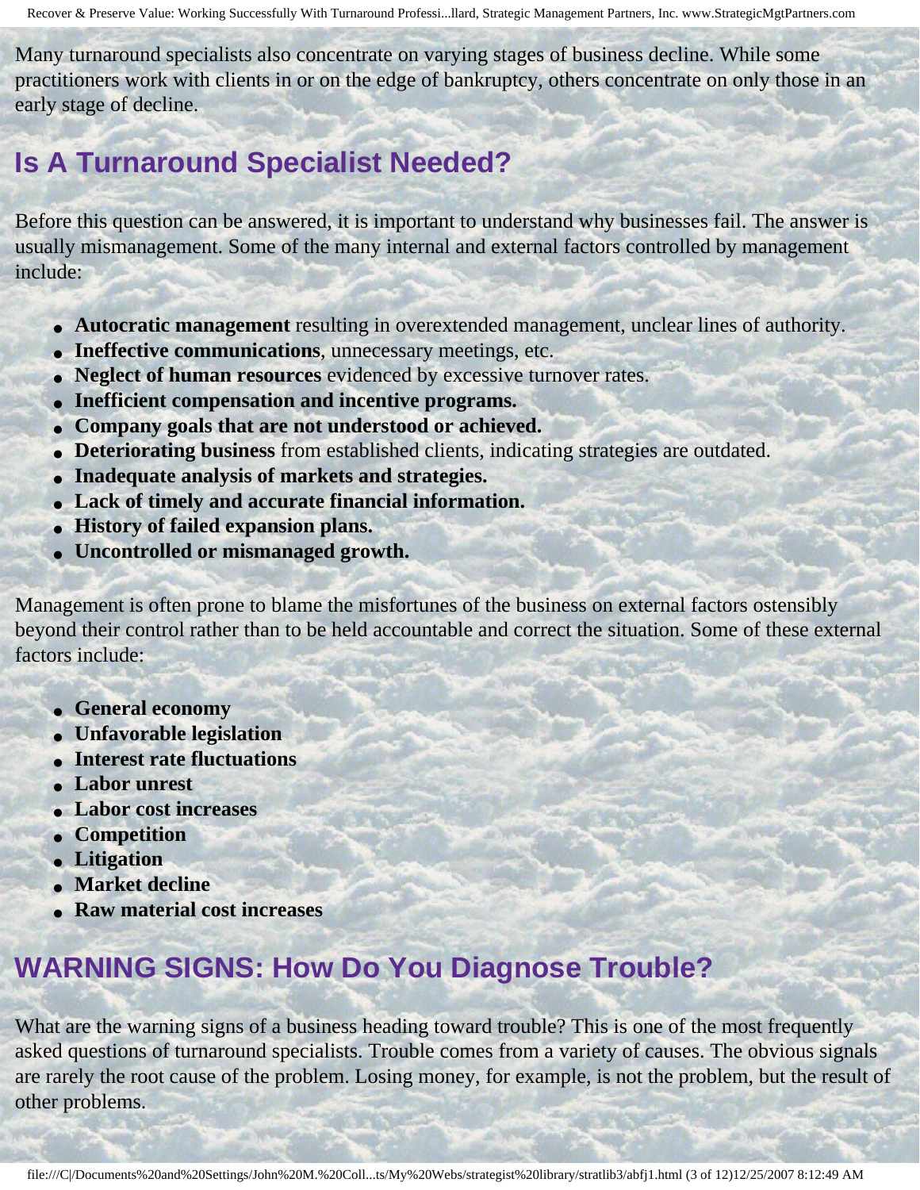Many turnaround specialists also concentrate on varying stages of business decline. While some practitioners work with clients in or on the edge of bankruptcy, others concentrate on only those in an early stage of decline.

## Is A Turnaround Specialist Needed?

Before this question can be answered, it is important to understand why businesses fail. The answer is usually mismanagement. Some of the many internal and external factors controlled by management include:

- **Autocratic management** resulting in overextended management, unclear lines of authority.
- **Ineffective communications**, unnecessary meetings, etc.
- **Neglect of human resources** evidenced by excessive turnover rates.
- **Inefficient compensation and incentive programs.**
- **Company goals that are not understood or achieved.**
- **Deteriorating business** from established clients, indicating strategies are outdated.
- **Inadequate analysis of markets and strategies.**
- **Lack of timely and accurate financial information.**
- **History of failed expansion plans.**
- **Uncontrolled or mismanaged growth.**

Management is often prone to blame the misfortunes of the business on external factors ostensibly beyond their control rather than to be held accountable and correct the situation. Some of these external factors include:

- **General economy**
- **Unfavorable legislation**
- **Interest rate fluctuations**
- **Labor unrest**
- **Labor cost increases**
- **Competition**
- **Litigation**
- **Market decline**
- **Raw material cost increases**

## WARNING SIGNS: How Do You Diagnose Trouble?

What are the warning signs of a business heading toward trouble? This is one of the most frequently asked questions of turnaround specialists. Trouble comes from a variety of causes. The obvious signals are rarely the root cause of the problem. Losing money, for example, is not the problem, but the result of other problems.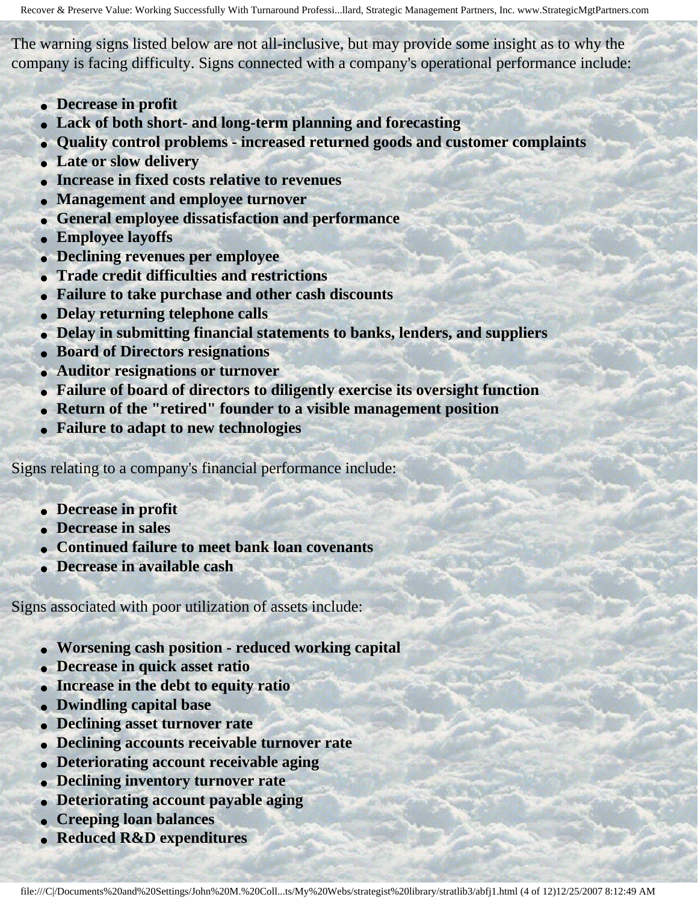The warning signs listed below are not all-inclusive, but may provide some insight as to why the company is facing difficulty. Signs connected with a company's operational performance include:

- **Decrease in profit**
- **Lack of both short- and long-term planning and forecasting**
- **Quality control problems - increased returned goods and customer complaints**
- **Late or slow delivery**
- **Increase in fixed costs relative to revenues**
- **Management and employee turnover**
- **General employee dissatisfaction and performance**
- **Employee layoffs**
- **Declining revenues per employee**
- **Trade credit difficulties and restrictions**
- **Failure to take purchase and other cash discounts**
- **Delay returning telephone calls**
- **Delay in submitting financial statements to banks, lenders, and suppliers**
- **Board of Directors resignations**
- **Auditor resignations or turnover**
- **Failure of board of directors to diligently exercise its oversight function**
- **Return of the "retired" founder to a visible management position**
- **Failure to adapt to new technologies**

Signs relating to a company's financial performance include:

- **Decrease in profit**
- **Decrease in sales**
- **Continued failure to meet bank loan covenants**
- **Decrease in available cash**

Signs associated with poor utilization of assets include:

- **Worsening cash position - reduced working capital**
- **Decrease in quick asset ratio**
- **Increase in the debt to equity ratio**
- **Dwindling capital base**
- **Declining asset turnover rate**
- **Declining accounts receivable turnover rate**
- **Deteriorating account receivable aging**
- **Declining inventory turnover rate**
- **Deteriorating account payable aging**
- **Creeping loan balances**
- **Reduced R&D expenditures**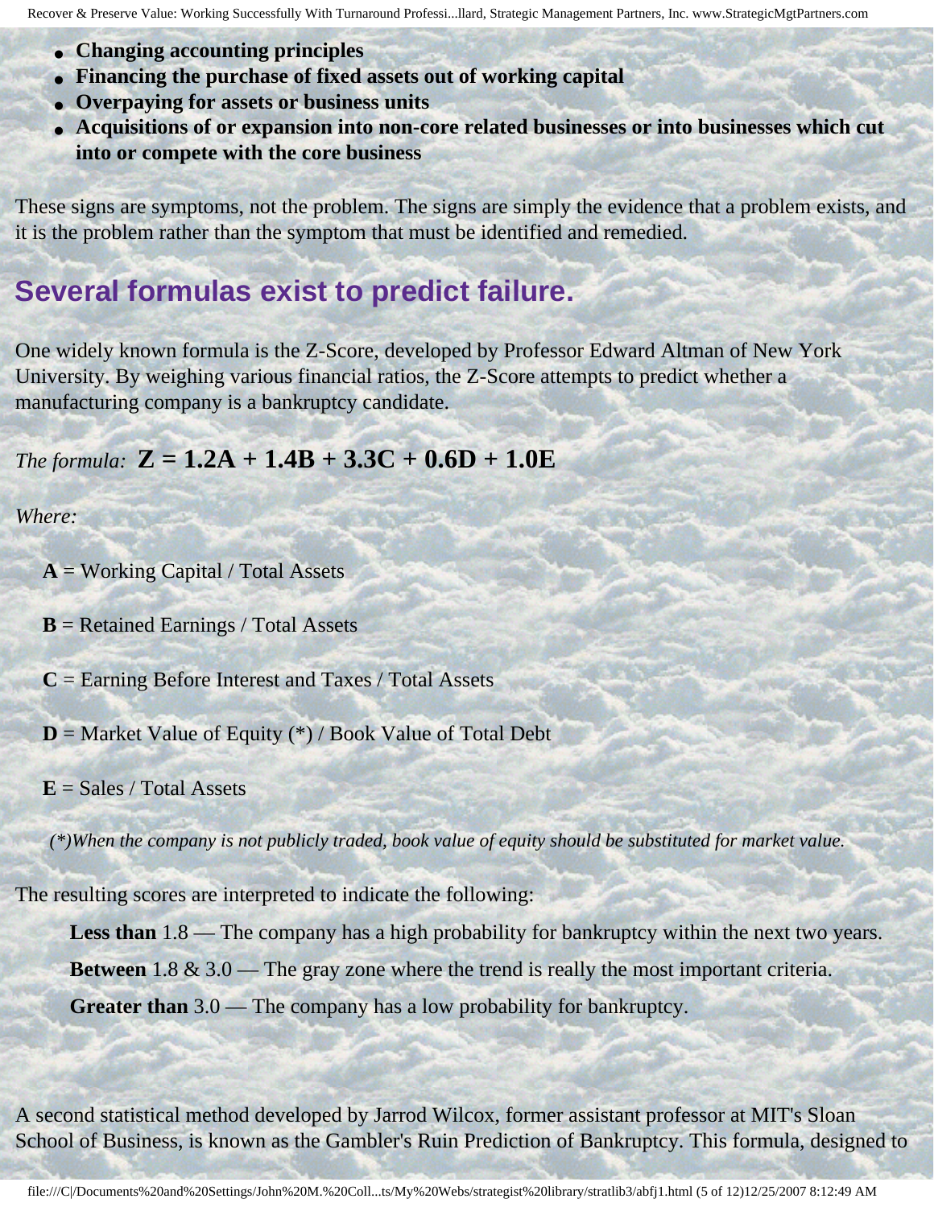- **Changing accounting principles**
- **Financing the purchase of fixed assets out of working capital**
- **Overpaying for assets or business units**
- **Acquisitions of or expansion into non-core related businesses or into businesses which cut into or compete with the core business**

These signs are symptoms, not the problem. The signs are simply the evidence that a problem exists, and it is the problem rather than the symptom that must be identified and remedied.

## Several formulas exist to predict failure.

One widely known formula is the Z-Score, developed by Professor Edward Altman of New York University. By weighing various financial ratios, the Z-Score attempts to predict whether a manufacturing company is a bankruptcy candidate.

*The formula:* $\mathbf{Z = 1.2A + 1.4B + 3.3C + 0.6D + 1.0E}$

*Where:*

**A** = Working Capital / Total Assets

**B** = Retained Earnings / Total Assets

**C** = Earning Before Interest and Taxes / Total Assets

**D** = Market Value of Equity (*) / Book Value of Total Debt

**E** = Sales / Total Assets

*(*)When the company is not publicly traded, book value of equity should be substituted for market value.*

The resulting scores are interpreted to indicate the following:

**Less than** 1.8 — The company has a high probability for bankruptcy within the next two years.

**Between** 1.8 & 3.0 — The gray zone where the trend is really the most important criteria.

**Greater than** 3.0 — The company has a low probability for bankruptcy.

A second statistical method developed by Jarrod Wilcox, former assistant professor at MIT's Sloan School of Business, is known as the Gambler's Ruin Prediction of Bankruptcy. This formula, designed to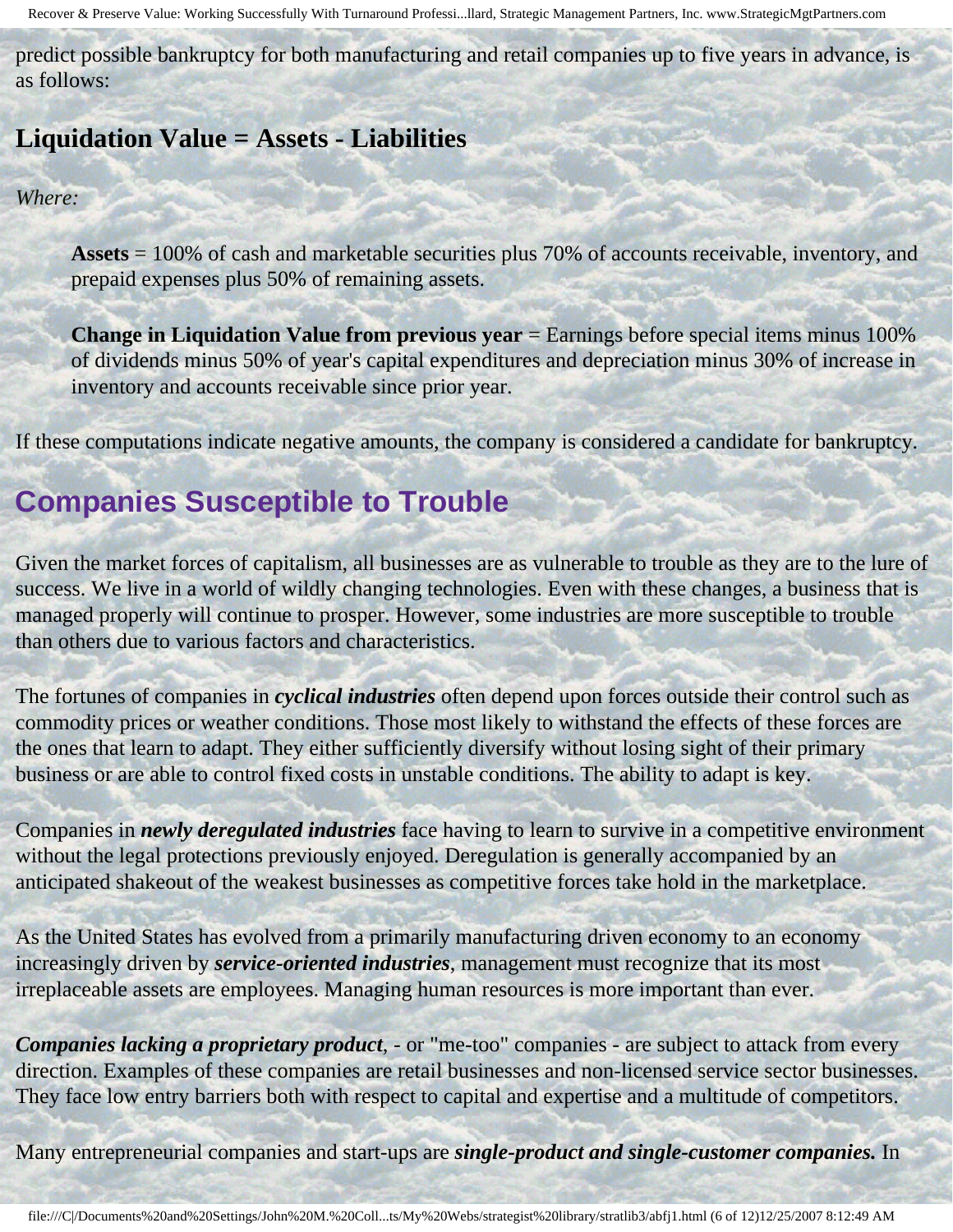predict possible bankruptcy for both manufacturing and retail companies up to five years in advance, is as follows:

### Liquidation Value = Assets - Liabilities

*Where:*

> **Assets** = 100% of cash and marketable securities plus 70% of accounts receivable, inventory, and prepaid expenses plus 50% of remaining assets.
>
> **Change in Liquidation Value from previous year** = Earnings before special items minus 100% of dividends minus 50% of year's capital expenditures and depreciation minus 30% of increase in inventory and accounts receivable since prior year.

If these computations indicate negative amounts, the company is considered a candidate for bankruptcy.

## Companies Susceptible to Trouble

Given the market forces of capitalism, all businesses are as vulnerable to trouble as they are to the lure of success. We live in a world of wildly changing technologies. Even with these changes, a business that is managed properly will continue to prosper. However, some industries are more susceptible to trouble than others due to various factors and characteristics.

The fortunes of companies in ***cyclical industries*** often depend upon forces outside their control such as commodity prices or weather conditions. Those most likely to withstand the effects of these forces are the ones that learn to adapt. They either sufficiently diversify without losing sight of their primary business or are able to control fixed costs in unstable conditions. The ability to adapt is key.

Companies in ***newly deregulated industries*** face having to learn to survive in a competitive environment without the legal protections previously enjoyed. Deregulation is generally accompanied by an anticipated shakeout of the weakest businesses as competitive forces take hold in the marketplace.

As the United States has evolved from a primarily manufacturing driven economy to an economy increasingly driven by ***service-oriented industries***, management must recognize that its most irreplaceable assets are employees. Managing human resources is more important than ever.

***Companies lacking a proprietary product***, - or "me-too" companies - are subject to attack from every direction. Examples of these companies are retail businesses and non-licensed service sector businesses. They face low entry barriers both with respect to capital and expertise and a multitude of competitors.

Many entrepreneurial companies and start-ups are ***single-product and single-customer companies.*** In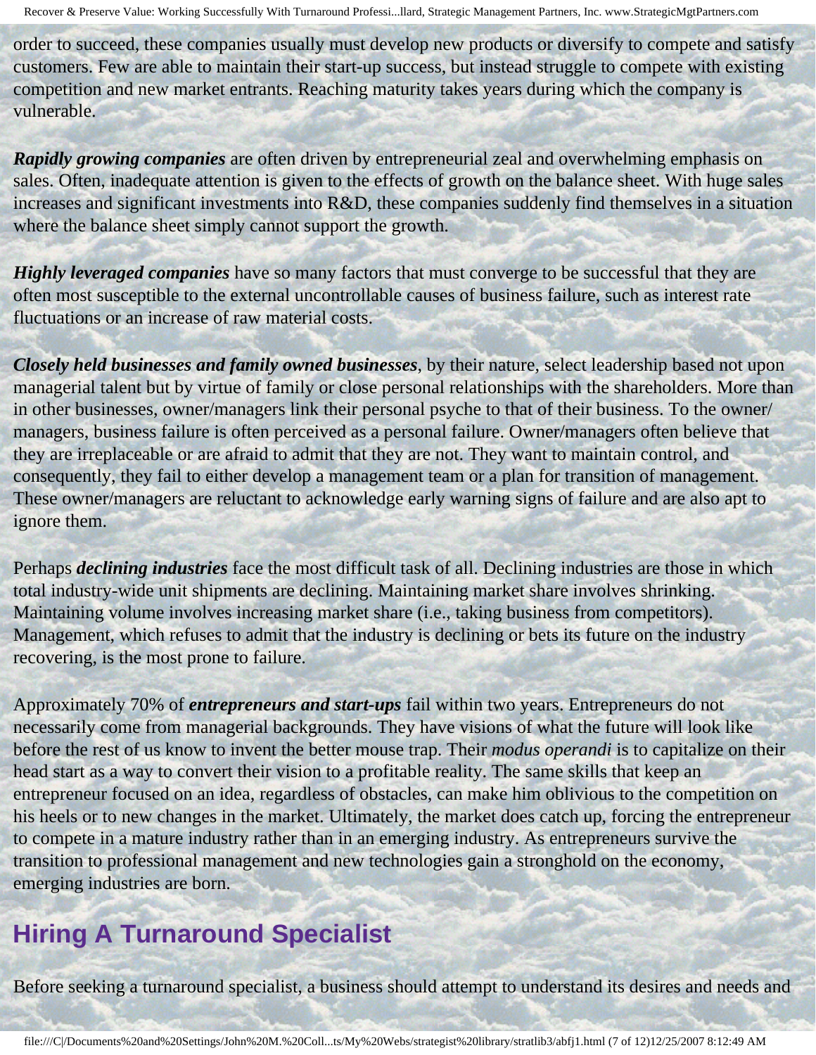order to succeed, these companies usually must develop new products or diversify to compete and satisfy customers. Few are able to maintain their start-up success, but instead struggle to compete with existing competition and new market entrants. Reaching maturity takes years during which the company is vulnerable.

***Rapidly growing companies*** are often driven by entrepreneurial zeal and overwhelming emphasis on sales. Often, inadequate attention is given to the effects of growth on the balance sheet. With huge sales increases and significant investments into R&D, these companies suddenly find themselves in a situation where the balance sheet simply cannot support the growth.

***Highly leveraged companies*** have so many factors that must converge to be successful that they are often most susceptible to the external uncontrollable causes of business failure, such as interest rate fluctuations or an increase of raw material costs.

***Closely held businesses and family owned businesses***, by their nature, select leadership based not upon managerial talent but by virtue of family or close personal relationships with the shareholders. More than in other businesses, owner/managers link their personal psyche to that of their business. To the owner/managers, business failure is often perceived as a personal failure. Owner/managers often believe that they are irreplaceable or are afraid to admit that they are not. They want to maintain control, and consequently, they fail to either develop a management team or a plan for transition of management. These owner/managers are reluctant to acknowledge early warning signs of failure and are also apt to ignore them.

Perhaps ***declining industries*** face the most difficult task of all. Declining industries are those in which total industry-wide unit shipments are declining. Maintaining market share involves shrinking. Maintaining volume involves increasing market share (i.e., taking business from competitors). Management, which refuses to admit that the industry is declining or bets its future on the industry recovering, is the most prone to failure.

Approximately 70% of ***entrepreneurs and start-ups*** fail within two years. Entrepreneurs do not necessarily come from managerial backgrounds. They have visions of what the future will look like before the rest of us know to invent the better mouse trap. Their *modus operandi* is to capitalize on their head start as a way to convert their vision to a profitable reality. The same skills that keep an entrepreneur focused on an idea, regardless of obstacles, can make him oblivious to the competition on his heels or to new changes in the market. Ultimately, the market does catch up, forcing the entrepreneur to compete in a mature industry rather than in an emerging industry. As entrepreneurs survive the transition to professional management and new technologies gain a stronghold on the economy, emerging industries are born.

## Hiring A Turnaround Specialist

Before seeking a turnaround specialist, a business should attempt to understand its desires and needs and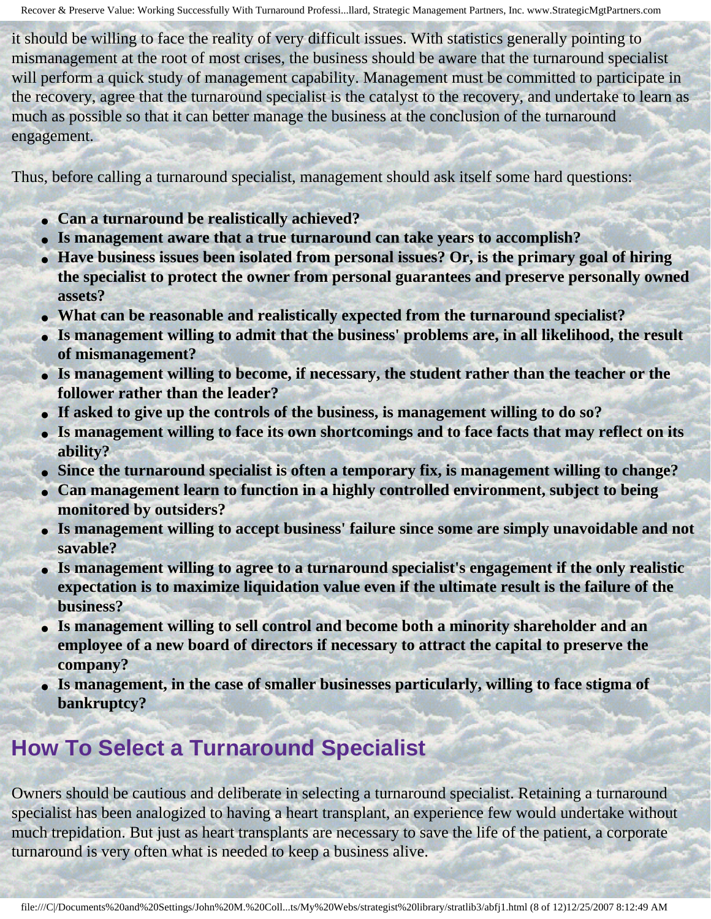it should be willing to face the reality of very difficult issues. With statistics generally pointing to mismanagement at the root of most crises, the business should be aware that the turnaround specialist will perform a quick study of management capability. Management must be committed to participate in the recovery, agree that the turnaround specialist is the catalyst to the recovery, and undertake to learn as much as possible so that it can better manage the business at the conclusion of the turnaround engagement.

Thus, before calling a turnaround specialist, management should ask itself some hard questions:

- **Can a turnaround be realistically achieved?**
- **Is management aware that a true turnaround can take years to accomplish?**
- **Have business issues been isolated from personal issues? Or, is the primary goal of hiring the specialist to protect the owner from personal guarantees and preserve personally owned assets?**
- **What can be reasonable and realistically expected from the turnaround specialist?**
- **Is management willing to admit that the business' problems are, in all likelihood, the result of mismanagement?**
- **Is management willing to become, if necessary, the student rather than the teacher or the follower rather than the leader?**
- **If asked to give up the controls of the business, is management willing to do so?**
- **Is management willing to face its own shortcomings and to face facts that may reflect on its ability?**
- **Since the turnaround specialist is often a temporary fix, is management willing to change?**
- **Can management learn to function in a highly controlled environment, subject to being monitored by outsiders?**
- **Is management willing to accept business' failure since some are simply unavoidable and not savable?**
- **Is management willing to agree to a turnaround specialist's engagement if the only realistic expectation is to maximize liquidation value even if the ultimate result is the failure of the business?**
- **Is management willing to sell control and become both a minority shareholder and an employee of a new board of directors if necessary to attract the capital to preserve the company?**
- **Is management, in the case of smaller businesses particularly, willing to face stigma of bankruptcy?**

## How To Select a Turnaround Specialist

Owners should be cautious and deliberate in selecting a turnaround specialist. Retaining a turnaround specialist has been analogized to having a heart transplant, an experience few would undertake without much trepidation. But just as heart transplants are necessary to save the life of the patient, a corporate turnaround is very often what is needed to keep a business alive.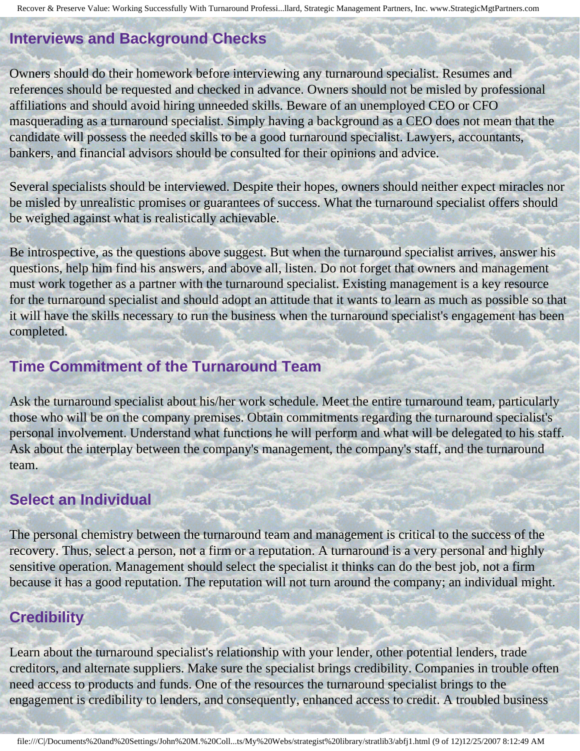## Interviews and Background Checks

Owners should do their homework before interviewing any turnaround specialist. Resumes and references should be requested and checked in advance. Owners should not be misled by professional affiliations and should avoid hiring unneeded skills. Beware of an unemployed CEO or CFO masquerading as a turnaround specialist. Simply having a background as a CEO does not mean that the candidate will possess the needed skills to be a good turnaround specialist. Lawyers, accountants, bankers, and financial advisors should be consulted for their opinions and advice.

Several specialists should be interviewed. Despite their hopes, owners should neither expect miracles nor be misled by unrealistic promises or guarantees of success. What the turnaround specialist offers should be weighed against what is realistically achievable.

Be introspective, as the questions above suggest. But when the turnaround specialist arrives, answer his questions, help him find his answers, and above all, listen. Do not forget that owners and management must work together as a partner with the turnaround specialist. Existing management is a key resource for the turnaround specialist and should adopt an attitude that it wants to learn as much as possible so that it will have the skills necessary to run the business when the turnaround specialist's engagement has been completed.

## Time Commitment of the Turnaround Team

Ask the turnaround specialist about his/her work schedule. Meet the entire turnaround team, particularly those who will be on the company premises. Obtain commitments regarding the turnaround specialist's personal involvement. Understand what functions he will perform and what will be delegated to his staff. Ask about the interplay between the company's management, the company's staff, and the turnaround team.

## Select an Individual

The personal chemistry between the turnaround team and management is critical to the success of the recovery. Thus, select a person, not a firm or a reputation. A turnaround is a very personal and highly sensitive operation. Management should select the specialist it thinks can do the best job, not a firm because it has a good reputation. The reputation will not turn around the company; an individual might.

## Credibility

Learn about the turnaround specialist's relationship with your lender, other potential lenders, trade creditors, and alternate suppliers. Make sure the specialist brings credibility. Companies in trouble often need access to products and funds. One of the resources the turnaround specialist brings to the engagement is credibility to lenders, and consequently, enhanced access to credit. A troubled business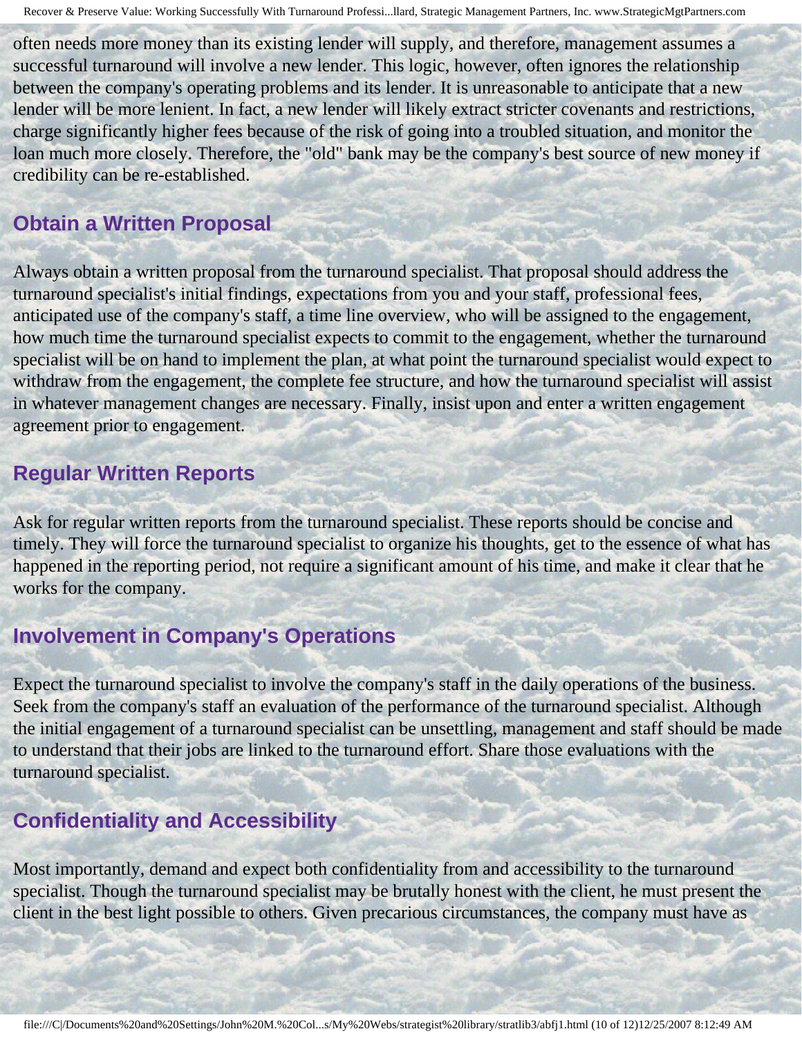often needs more money than its existing lender will supply, and therefore, management assumes a successful turnaround will involve a new lender. This logic, however, often ignores the relationship between the company's operating problems and its lender. It is unreasonable to anticipate that a new lender will be more lenient. In fact, a new lender will likely extract stricter covenants and restrictions, charge significantly higher fees because of the risk of going into a troubled situation, and monitor the loan much more closely. Therefore, the "old" bank may be the company's best source of new money if credibility can be re-established.

## Obtain a Written Proposal

Always obtain a written proposal from the turnaround specialist. That proposal should address the turnaround specialist's initial findings, expectations from you and your staff, professional fees, anticipated use of the company's staff, a time line overview, who will be assigned to the engagement, how much time the turnaround specialist expects to commit to the engagement, whether the turnaround specialist will be on hand to implement the plan, at what point the turnaround specialist would expect to withdraw from the engagement, the complete fee structure, and how the turnaround specialist will assist in whatever management changes are necessary. Finally, insist upon and enter a written engagement agreement prior to engagement.

## Regular Written Reports

Ask for regular written reports from the turnaround specialist. These reports should be concise and timely. They will force the turnaround specialist to organize his thoughts, get to the essence of what has happened in the reporting period, not require a significant amount of his time, and make it clear that he works for the company.

## Involvement in Company's Operations

Expect the turnaround specialist to involve the company's staff in the daily operations of the business. Seek from the company's staff an evaluation of the performance of the turnaround specialist. Although the initial engagement of a turnaround specialist can be unsettling, management and staff should be made to understand that their jobs are linked to the turnaround effort. Share those evaluations with the turnaround specialist.

## Confidentiality and Accessibility

Most importantly, demand and expect both confidentiality from and accessibility to the turnaround specialist. Though the turnaround specialist may be brutally honest with the client, he must present the client in the best light possible to others. Given precarious circumstances, the company must have as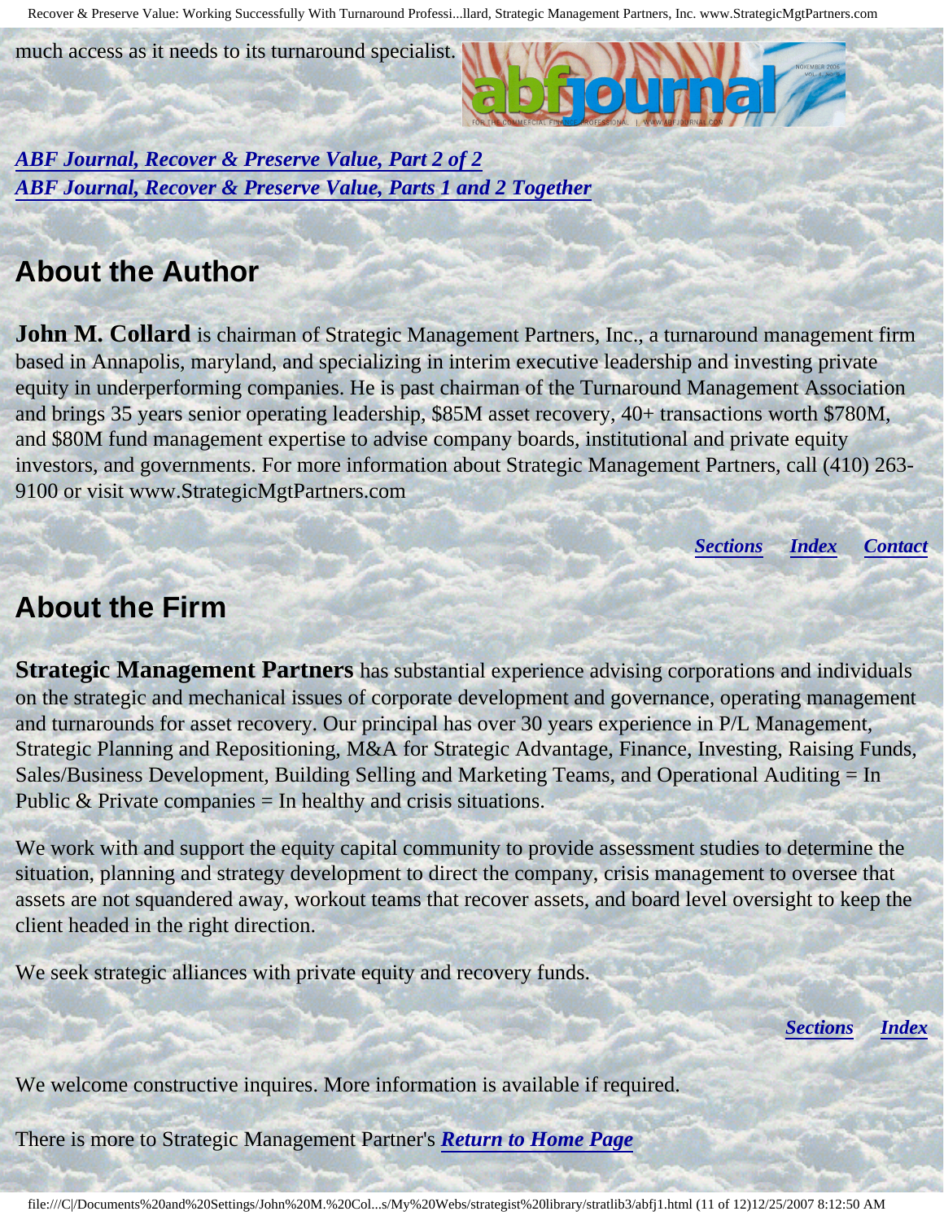much access as it needs to its turnaround specialist.

[***ABF Journal, Recover & Preserve Value, Part 2 of 2***](#)
[***ABF Journal, Recover & Preserve Value, Parts 1 and 2 Together***](#)

## About the Author

**John M. Collard** is chairman of Strategic Management Partners, Inc., a turnaround management firm based in Annapolis, maryland, and specializing in interim executive leadership and investing private equity in underperforming companies. He is past chairman of the Turnaround Management Association and brings 35 years senior operating leadership, $85M asset recovery, 40+ transactions worth $780M, and $80M fund management expertise to advise company boards, institutional and private equity investors, and governments. For more information about Strategic Management Partners, call (410) 263-9100 or visit www.StrategicMgtPartners.com

***Sections*** ***Index*** ***Contact***

## About the Firm

**Strategic Management Partners** has substantial experience advising corporations and individuals on the strategic and mechanical issues of corporate development and governance, operating management and turnarounds for asset recovery. Our principal has over 30 years experience in P/L Management, Strategic Planning and Repositioning, M&A for Strategic Advantage, Finance, Investing, Raising Funds, Sales/Business Development, Building Selling and Marketing Teams, and Operational Auditing = In Public & Private companies = In healthy and crisis situations.

We work with and support the equity capital community to provide assessment studies to determine the situation, planning and strategy development to direct the company, crisis management to oversee that assets are not squandered away, workout teams that recover assets, and board level oversight to keep the client headed in the right direction.

We seek strategic alliances with private equity and recovery funds.

***Sections*** ***Index***

We welcome constructive inquires. More information is available if required.

There is more to Strategic Management Partner's ***Return to Home Page***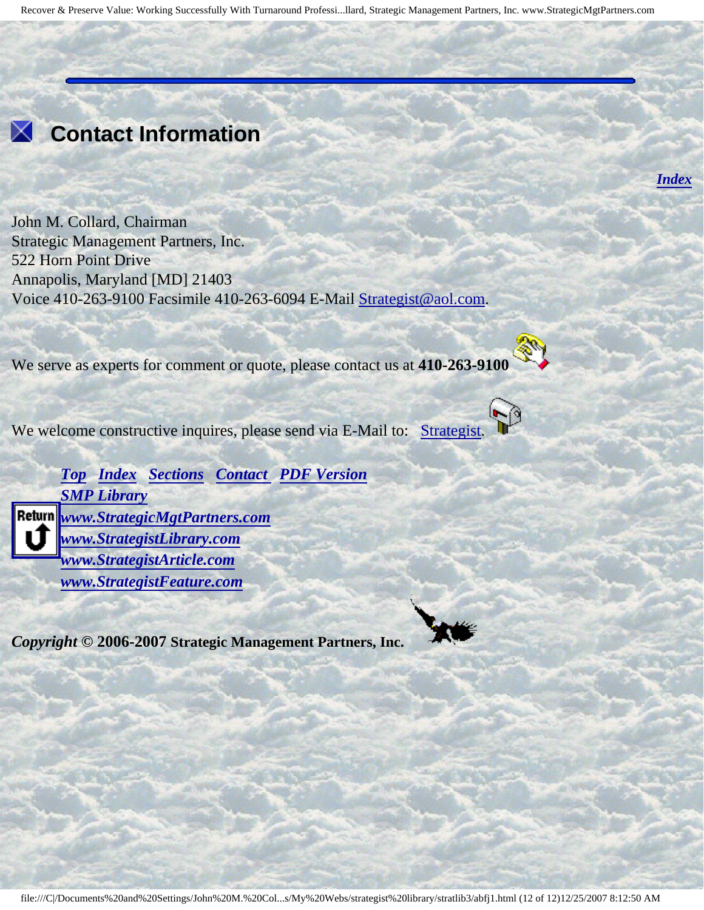## Contact Information

*Index*

John M. Collard, Chairman
Strategic Management Partners, Inc.
522 Horn Point Drive
Annapolis, Maryland [MD] 21403
Voice 410-263-9100 Facsimile 410-263-6094 E-Mail Strategist@aol.com.

We serve as experts for comment or quote, please contact us at **410-263-9100**

We welcome constructive inquires, please send via E-Mail to: Strategist.

***Top*** ***Index*** ***Sections*** ***Contact*** ***PDF Version***
***SMP Library***
***www.StrategicMgtPartners.com***
***www.StrategistLibrary.com***
***www.StrategistArticle.com***
***www.StrategistFeature.com***

***Copyright*** **© 2006-2007 Strategic Management Partners, Inc.**